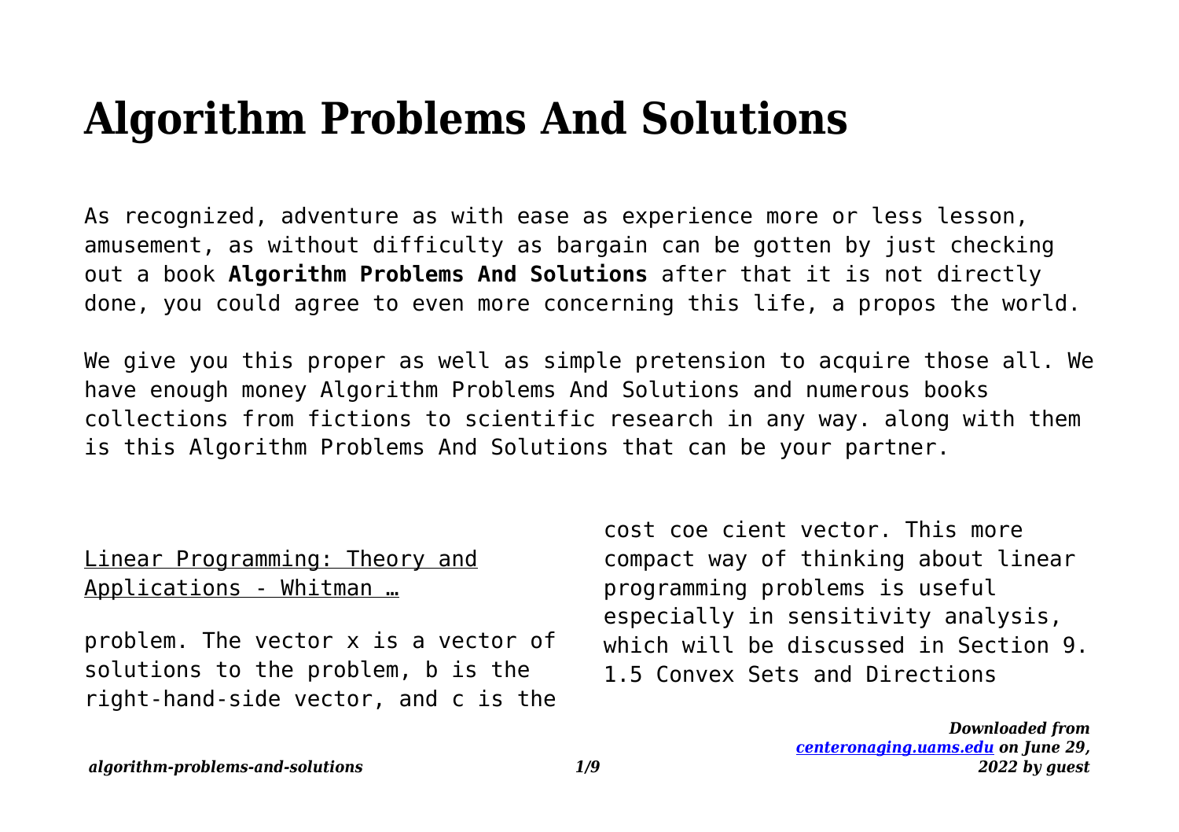# Algorithm Problems And Solutions

As recognized, adventure as with ease as experience more or less lesson, amusement, as without difficulty as bargain can be gotten by just checking out a book **Algorithm Problems And Solutions** after that it is not directly done, you could agree to even more concerning this life, a propos the world.

We give you this proper as well as simple pretension to acquire those all. We have enough money Algorithm Problems And Solutions and numerous books collections from fictions to scientific research in any way. along with them is this Algorithm Problems And Solutions that can be your partner.

Linear Programming: Theory and Applications - Whitman …

problem. The vector x is a vector of solutions to the problem, b is the right-hand-side vector, and c is the cost coe cient vector. This more compact way of thinking about linear programming problems is useful especially in sensitivity analysis, which will be discussed in Section 9. 1.5 Convex Sets and Directions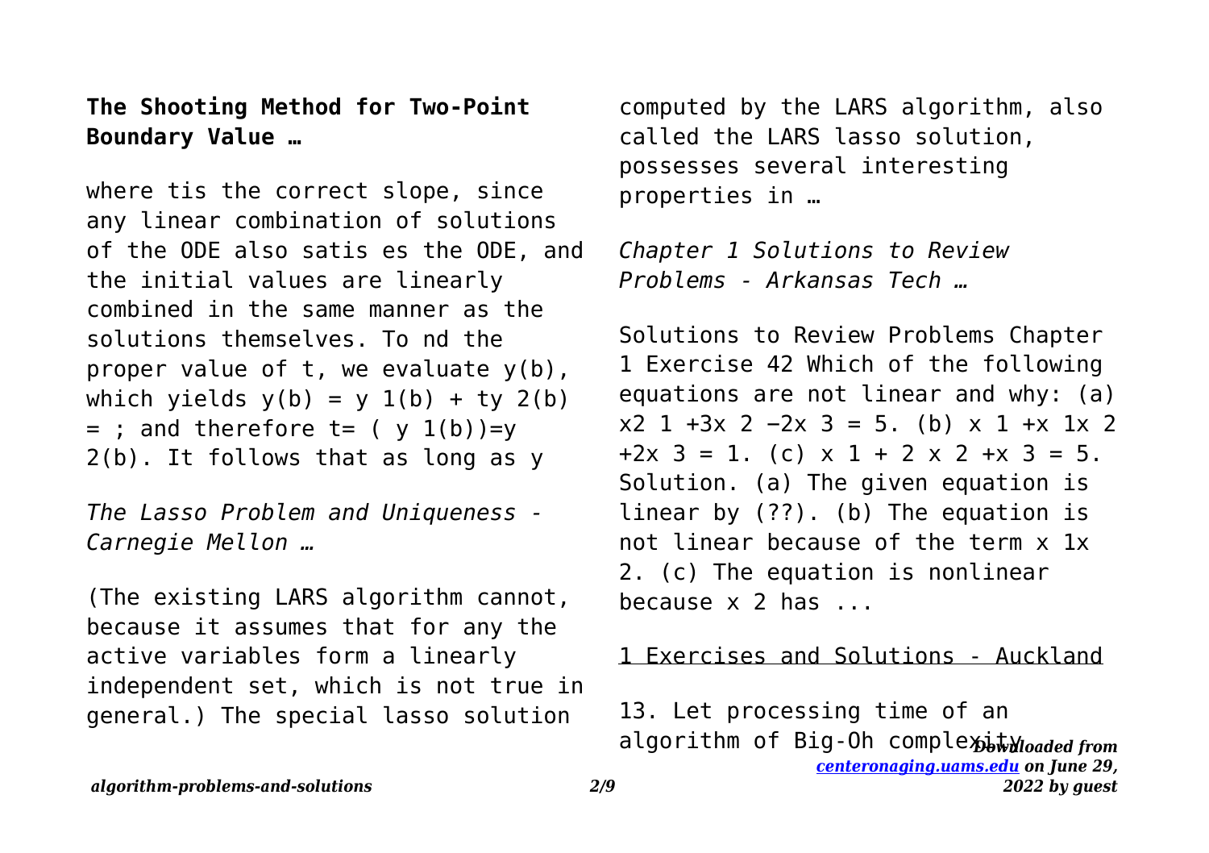**The Shooting Method for Two-Point Boundary Value …**

where tis the correct slope, since any linear combination of solutions of the ODE also satis es the ODE, and the initial values are linearly combined in the same manner as the solutions themselves. To nd the proper value of t, we evaluate y(b), which yields y(b) = y 1(b) + ty 2(b) = ; and therefore t= ( y 1(b))=y 2(b). It follows that as long as y

*The Lasso Problem and Uniqueness - Carnegie Mellon …*

(The existing LARS algorithm cannot, because it assumes that for any the active variables form a linearly independent set, which is not true in general.) The special lasso solution computed by the LARS algorithm, also called the LARS lasso solution, possesses several interesting properties in …

*Chapter 1 Solutions to Review Problems - Arkansas Tech …*

Solutions to Review Problems Chapter 1 Exercise 42 Which of the following equations are not linear and why: (a) x2 1 +3x 2 −2x 3 = 5. (b) x 1 +x 1x 2 +2x 3 = 1. (c) x 1 + 2 x 2 +x 3 = 5. Solution. (a) The given equation is linear by (??). (b) The equation is not linear because of the term x 1x 2. (c) The equation is nonlinear because x 2 has ...

1 Exercises and Solutions - Auckland

13. Let processing time of an algorithm of Big-Oh complexity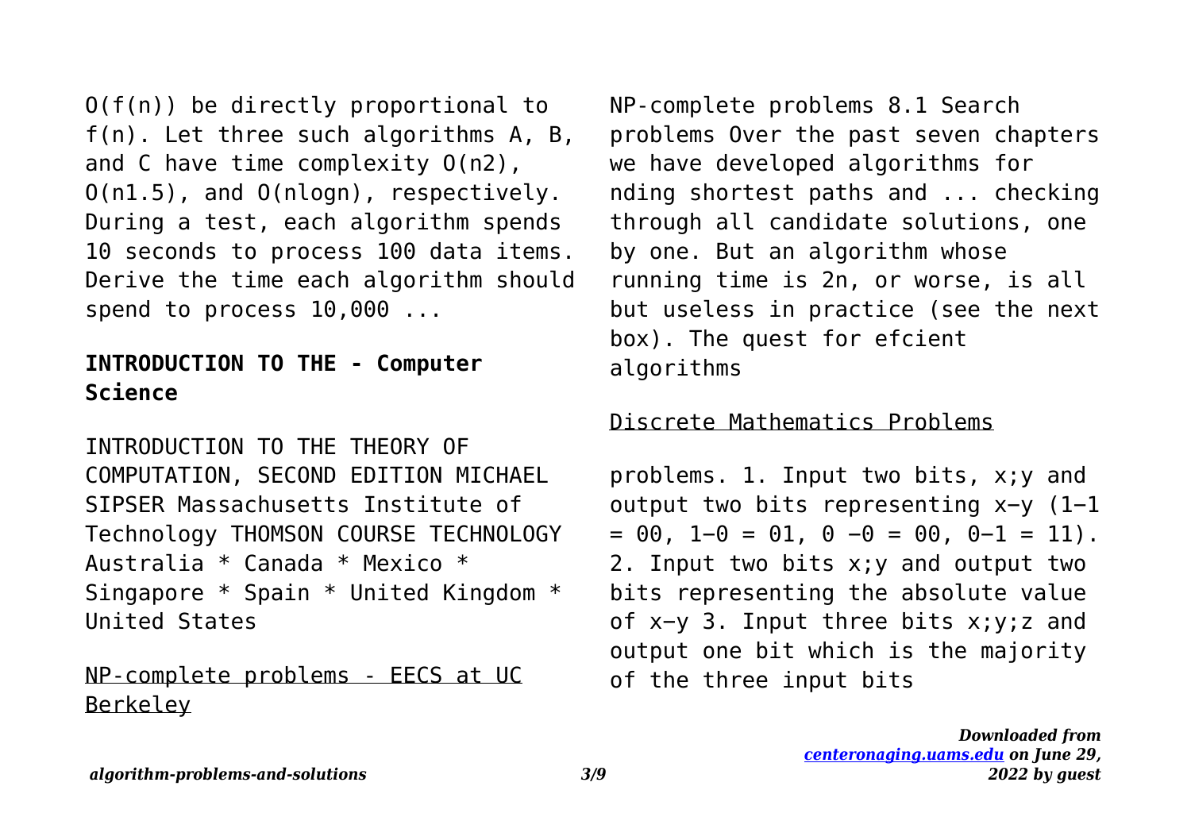O(f(n)) be directly proportional to f(n). Let three such algorithms A, B, and C have time complexity $O(n2)$, $O(n1.5)$, and $O(nlogn)$, respectively. During a test, each algorithm spends 10 seconds to process 100 data items. Derive the time each algorithm should spend to process 10,000 ...

## INTRODUCTION TO THE - Computer Science

INTRODUCTION TO THE THEORY OF COMPUTATION, SECOND EDITION MICHAEL SIPSER Massachusetts Institute of Technology THOMSON COURSE TECHNOLOGY Australia * Canada * Mexico * Singapore * Spain * United Kingdom * United States

## NP-complete problems - EECS at UC Berkeley

NP-complete problems 8.1 Search problems Over the past seven chapters we have developed algorithms for nding shortest paths and ... checking through all candidate solutions, one by one. But an algorithm whose running time is 2n, or worse, is all but useless in practice (see the next box). The quest for efcient algorithms

## Discrete Mathematics Problems

problems. 1. Input two bits, x;y and output two bits representing x−y (1−1 = 00, 1−0 = 01, 0 −0 = 00, 0−1 = 11). 2. Input two bits x;y and output two bits representing the absolute value of x−y 3. Input three bits x;y;z and output one bit which is the majority of the three input bits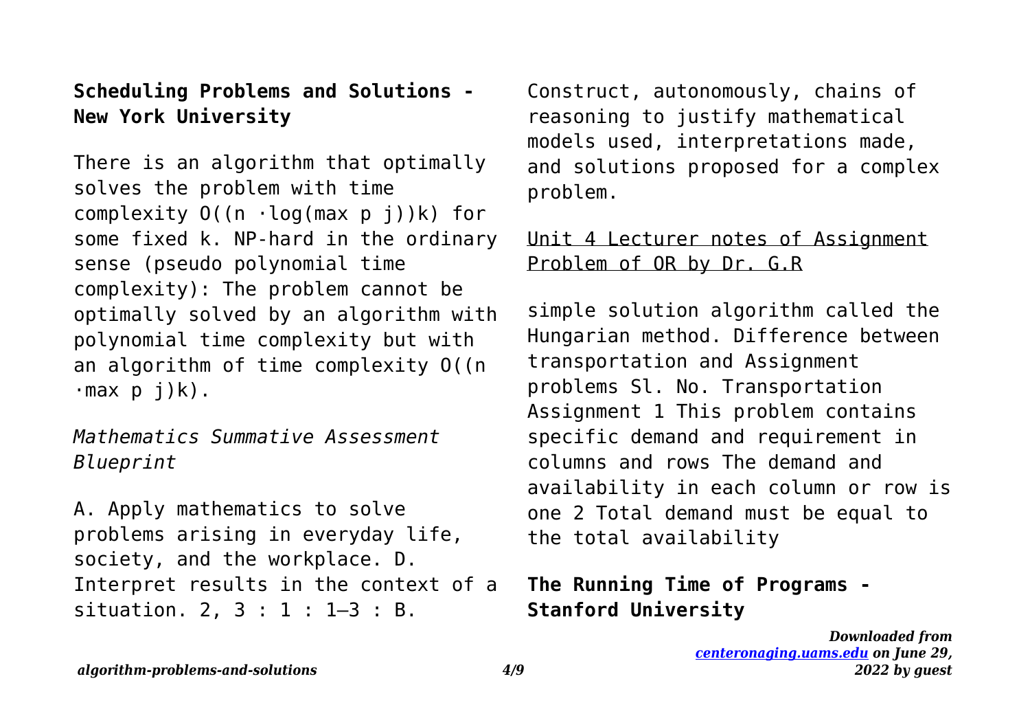**Scheduling Problems and Solutions - New York University**

There is an algorithm that optimally solves the problem with time complexity $O((n \cdot \log(\max p_j))^k)$ for some fixed k. NP-hard in the ordinary sense (pseudo polynomial time complexity): The problem cannot be optimally solved by an algorithm with polynomial time complexity but with an algorithm of time complexity $O((n \cdot \max p_j)^k)$.

*Mathematics Summative Assessment Blueprint*

A. Apply mathematics to solve problems arising in everyday life, society, and the workplace. D. Interpret results in the context of a situation. 2, 3 : 1 : 1–3 : B. Construct, autonomously, chains of reasoning to justify mathematical models used, interpretations made, and solutions proposed for a complex problem.

Unit 4 Lecturer notes of Assignment Problem of OR by Dr. G.R

simple solution algorithm called the Hungarian method. Difference between transportation and Assignment problems Sl. No. Transportation Assignment 1 This problem contains specific demand and requirement in columns and rows The demand and availability in each column or row is one 2 Total demand must be equal to the total availability

**The Running Time of Programs - Stanford University**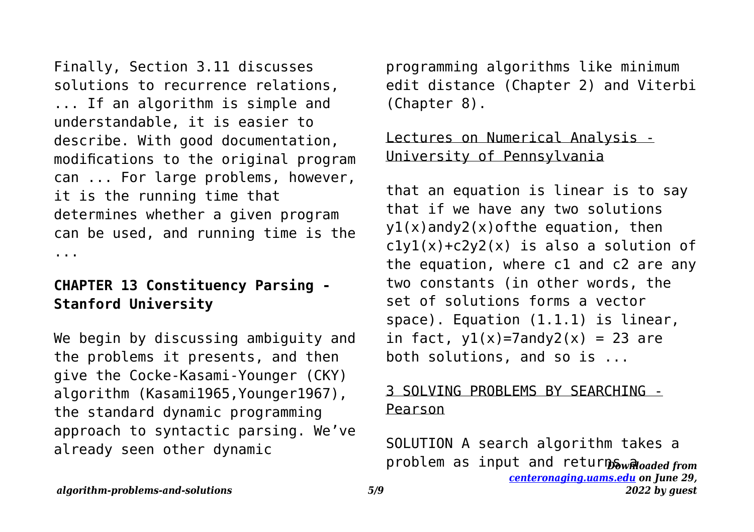Finally, Section 3.11 discusses solutions to recurrence relations, ... If an algorithm is simple and understandable, it is easier to describe. With good documentation, modifications to the original program can ... For large problems, however, it is the running time that determines whether a given program can be used, and running time is the ...

**CHAPTER 13 Constituency Parsing - Stanford University**

We begin by discussing ambiguity and the problems it presents, and then give the Cocke-Kasami-Younger (CKY) algorithm (Kasami1965,Younger1967), the standard dynamic programming approach to syntactic parsing. We've already seen other dynamic programming algorithms like minimum edit distance (Chapter 2) and Viterbi (Chapter 8).

Lectures on Numerical Analysis - University of Pennsylvania

that an equation is linear is to say that if we have any two solutions $y_1(x)$ and $y_2(x)$ of the equation, then $c_1y_1(x)+c_2y_2(x)$ is also a solution of the equation, where $c_1$ and $c_2$ are any two constants (in other words, the set of solutions forms a vector space). Equation (1.1.1) is linear, in fact, $y_1(x)=7$ and $y_2(x) = 23$ are both solutions, and so is ...

3 SOLVING PROBLEMS BY SEARCHING - Pearson

SOLUTION A search algorithm takes a problem as input and returns a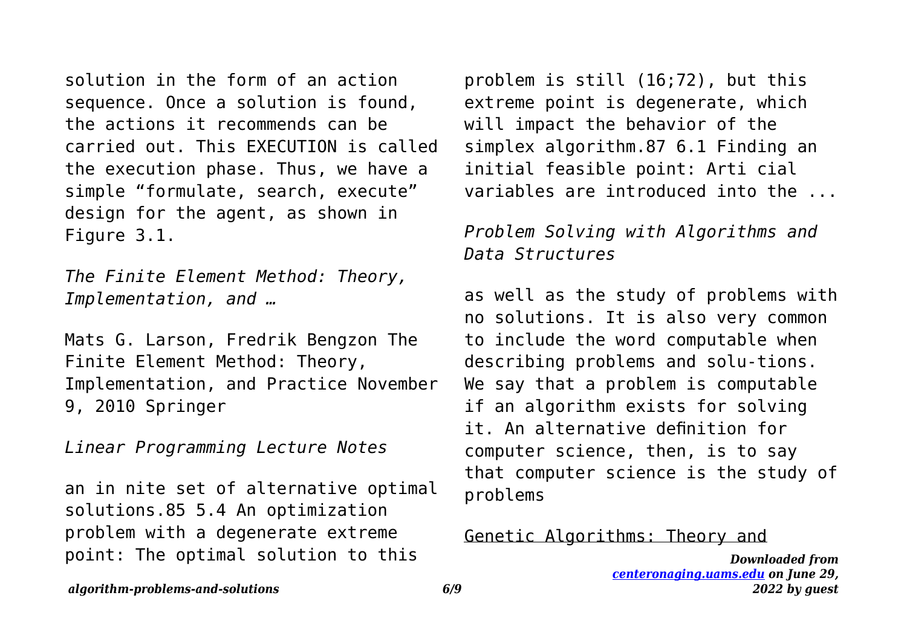solution in the form of an action sequence. Once a solution is found, the actions it recommends can be carried out. This EXECUTION is called the execution phase. Thus, we have a simple "formulate, search, execute" design for the agent, as shown in Figure 3.1.

*The Finite Element Method: Theory, Implementation, and …*

Mats G. Larson, Fredrik Bengzon The Finite Element Method: Theory, Implementation, and Practice November 9, 2010 Springer

*Linear Programming Lecture Notes*

an in nite set of alternative optimal solutions.85 5.4 An optimization problem with a degenerate extreme point: The optimal solution to this problem is still (16;72), but this extreme point is degenerate, which will impact the behavior of the simplex algorithm.87 6.1 Finding an initial feasible point: Arti cial variables are introduced into the ...

*Problem Solving with Algorithms and Data Structures*

as well as the study of problems with no solutions. It is also very common to include the word computable when describing problems and solu-tions. We say that a problem is computable if an algorithm exists for solving it. An alternative definition for computer science, then, is to say that computer science is the study of problems

Genetic Algorithms: Theory and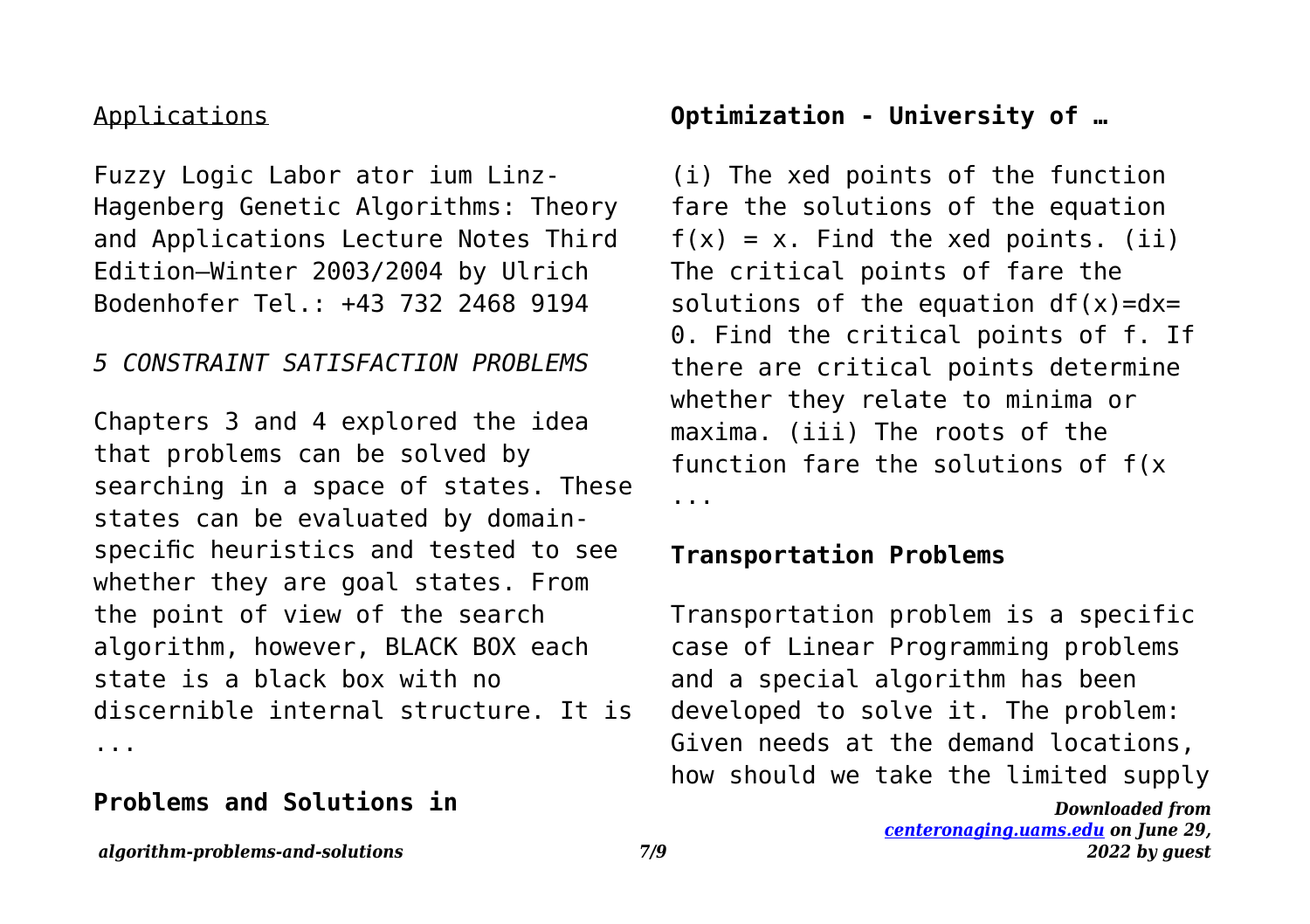Applications

Fuzzy Logic Labor ator ium Linz-Hagenberg Genetic Algorithms: Theory and Applications Lecture Notes Third Edition—Winter 2003/2004 by Ulrich Bodenhofer Tel.: +43 732 2468 9194

*5 CONSTRAINT SATISFACTION PROBLEMS*

Chapters 3 and 4 explored the idea that problems can be solved by searching in a space of states. These states can be evaluated by domain-specific heuristics and tested to see whether they are goal states. From the point of view of the search algorithm, however, BLACK BOX each state is a black box with no discernible internal structure. It is ...

**Problems and Solutions in**

**Optimization - University of …**

(i) The xed points of the function fare the solutions of the equation $f(x) = x$. Find the xed points. (ii) The critical points of fare the solutions of the equation df(x)=dx= 0. Find the critical points of f. If there are critical points determine whether they relate to minima or maxima. (iii) The roots of the function fare the solutions of f(x ...

**Transportation Problems**

Transportation problem is a specific case of Linear Programming problems and a special algorithm has been developed to solve it. The problem: Given needs at the demand locations, how should we take the limited supply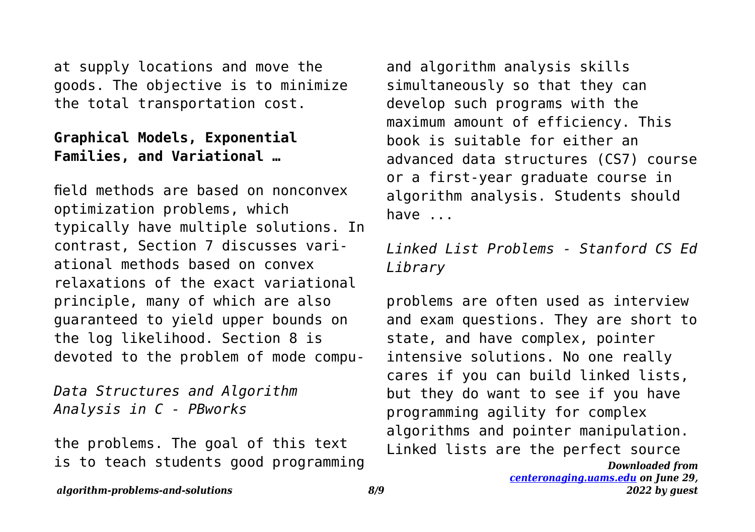at supply locations and move the goods. The objective is to minimize the total transportation cost.

**Graphical Models, Exponential Families, and Variational …**

field methods are based on nonconvex optimization problems, which typically have multiple solutions. In contrast, Section 7 discusses variational methods based on convex relaxations of the exact variational principle, many of which are also guaranteed to yield upper bounds on the log likelihood. Section 8 is devoted to the problem of mode compu-

*Data Structures and Algorithm Analysis in C - PBworks*

the problems. The goal of this text is to teach students good programming and algorithm analysis skills simultaneously so that they can develop such programs with the maximum amount of efficiency. This book is suitable for either an advanced data structures (CS7) course or a first-year graduate course in algorithm analysis. Students should have ...

*Linked List Problems - Stanford CS Ed Library*

problems are often used as interview and exam questions. They are short to state, and have complex, pointer intensive solutions. No one really cares if you can build linked lists, but they do want to see if you have programming agility for complex algorithms and pointer manipulation. Linked lists are the perfect source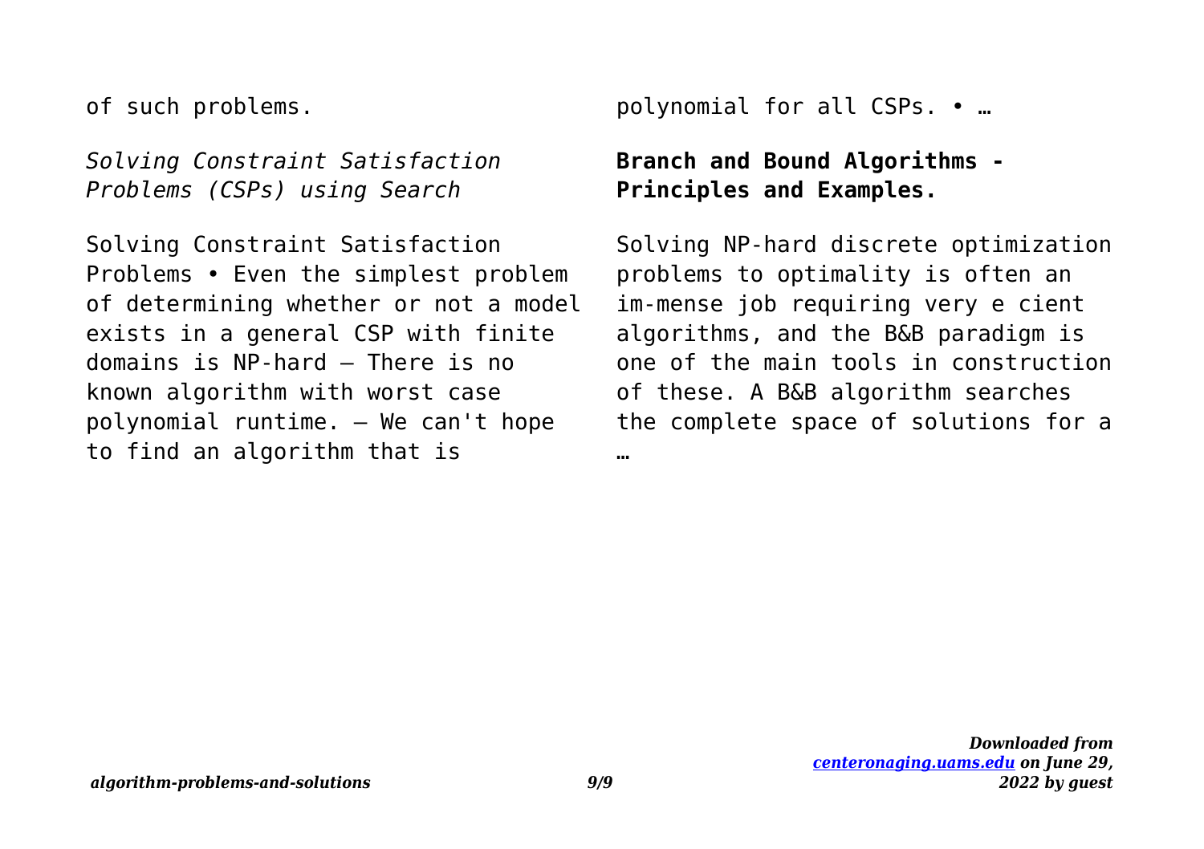of such problems.

*Solving Constraint Satisfaction Problems (CSPs) using Search*

Solving Constraint Satisfaction Problems • Even the simplest problem of determining whether or not a model exists in a general CSP with finite domains is NP-hard – There is no known algorithm with worst case polynomial runtime. – We can't hope to find an algorithm that is polynomial for all CSPs. • …

**Branch and Bound Algorithms - Principles and Examples.**

Solving NP-hard discrete optimization problems to optimality is often an im-mense job requiring very e cient algorithms, and the B&B paradigm is one of the main tools in construction of these. A B&B algorithm searches the complete space of solutions for a …